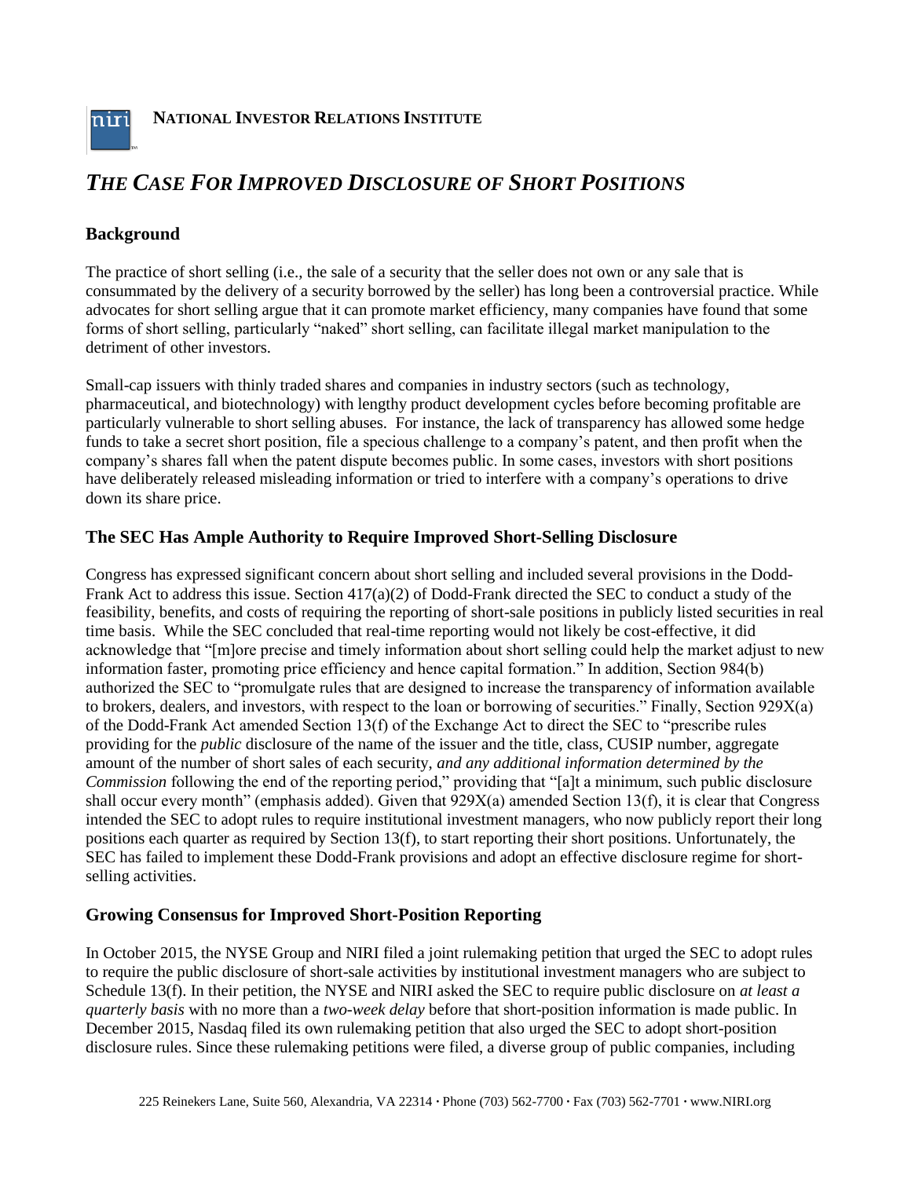**NATIONAL INVESTOR RELATIONS INSTITUTE**

# *THE CASE FOR IMPROVED DISCLOSURE OF SHORT POSITIONS*

## Background

The practice of short selling (i.e., the sale of a security that the seller does not own or any sale that is consummated by the delivery of a security borrowed by the seller) has long been a controversial practice. While advocates for short selling argue that it can promote market efficiency, many companies have found that some forms of short selling, particularly "naked" short selling, can facilitate illegal market manipulation to the detriment of other investors.

Small-cap issuers with thinly traded shares and companies in industry sectors (such as technology, pharmaceutical, and biotechnology) with lengthy product development cycles before becoming profitable are particularly vulnerable to short selling abuses. For instance, the lack of transparency has allowed some hedge funds to take a secret short position, file a specious challenge to a company's patent, and then profit when the company's shares fall when the patent dispute becomes public. In some cases, investors with short positions have deliberately released misleading information or tried to interfere with a company's operations to drive down its share price.

## The SEC Has Ample Authority to Require Improved Short-Selling Disclosure

Congress has expressed significant concern about short selling and included several provisions in the Dodd-Frank Act to address this issue. Section 417(a)(2) of Dodd-Frank directed the SEC to conduct a study of the feasibility, benefits, and costs of requiring the reporting of short-sale positions in publicly listed securities in real time basis. While the SEC concluded that real-time reporting would not likely be cost-effective, it did acknowledge that "[m]ore precise and timely information about short selling could help the market adjust to new information faster, promoting price efficiency and hence capital formation." In addition, Section 984(b) authorized the SEC to "promulgate rules that are designed to increase the transparency of information available to brokers, dealers, and investors, with respect to the loan or borrowing of securities." Finally, Section 929X(a) of the Dodd-Frank Act amended Section 13(f) of the Exchange Act to direct the SEC to "prescribe rules providing for the *public* disclosure of the name of the issuer and the title, class, CUSIP number, aggregate amount of the number of short sales of each security, *and any additional information determined by the Commission* following the end of the reporting period," providing that "[a]t a minimum, such public disclosure shall occur every month" (emphasis added). Given that 929X(a) amended Section 13(f), it is clear that Congress intended the SEC to adopt rules to require institutional investment managers, who now publicly report their long positions each quarter as required by Section 13(f), to start reporting their short positions. Unfortunately, the SEC has failed to implement these Dodd-Frank provisions and adopt an effective disclosure regime for short-selling activities.

## Growing Consensus for Improved Short-Position Reporting

In October 2015, the NYSE Group and NIRI filed a joint rulemaking petition that urged the SEC to adopt rules to require the public disclosure of short-sale activities by institutional investment managers who are subject to Schedule 13(f). In their petition, the NYSE and NIRI asked the SEC to require public disclosure on *at least a quarterly basis* with no more than a *two-week delay* before that short-position information is made public. In December 2015, Nasdaq filed its own rulemaking petition that also urged the SEC to adopt short-position disclosure rules. Since these rulemaking petitions were filed, a diverse group of public companies, including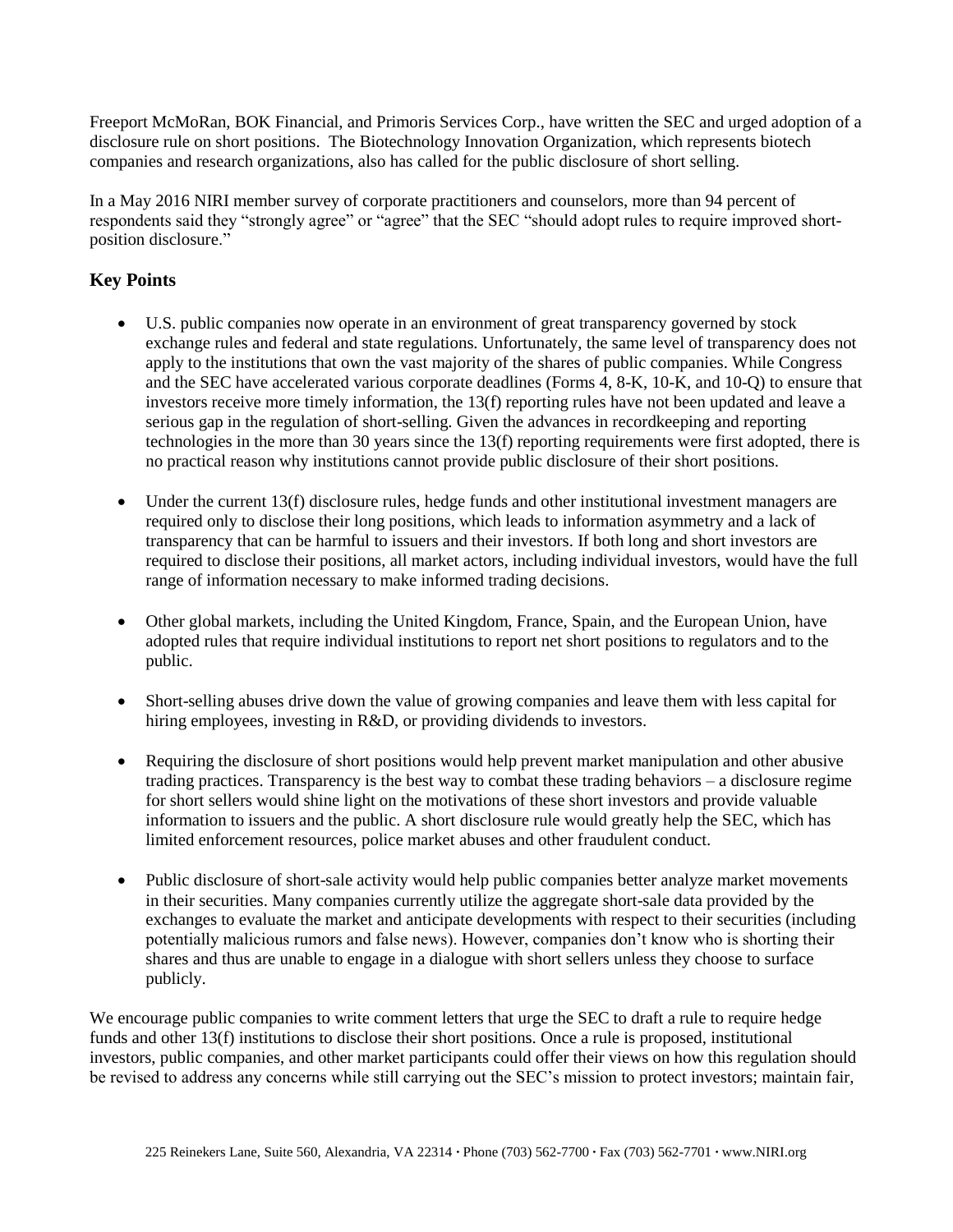Freeport McMoRan, BOK Financial, and Primoris Services Corp., have written the SEC and urged adoption of a disclosure rule on short positions. The Biotechnology Innovation Organization, which represents biotech companies and research organizations, also has called for the public disclosure of short selling.

In a May 2016 NIRI member survey of corporate practitioners and counselors, more than 94 percent of respondents said they "strongly agree" or "agree" that the SEC "should adopt rules to require improved short-position disclosure."

### Key Points

- U.S. public companies now operate in an environment of great transparency governed by stock exchange rules and federal and state regulations. Unfortunately, the same level of transparency does not apply to the institutions that own the vast majority of the shares of public companies. While Congress and the SEC have accelerated various corporate deadlines (Forms 4, 8-K, 10-K, and 10-Q) to ensure that investors receive more timely information, the 13(f) reporting rules have not been updated and leave a serious gap in the regulation of short-selling. Given the advances in recordkeeping and reporting technologies in the more than 30 years since the 13(f) reporting requirements were first adopted, there is no practical reason why institutions cannot provide public disclosure of their short positions.

- Under the current 13(f) disclosure rules, hedge funds and other institutional investment managers are required only to disclose their long positions, which leads to information asymmetry and a lack of transparency that can be harmful to issuers and their investors. If both long and short investors are required to disclose their positions, all market actors, including individual investors, would have the full range of information necessary to make informed trading decisions.

- Other global markets, including the United Kingdom, France, Spain, and the European Union, have adopted rules that require individual institutions to report net short positions to regulators and to the public.

- Short-selling abuses drive down the value of growing companies and leave them with less capital for hiring employees, investing in R&D, or providing dividends to investors.

- Requiring the disclosure of short positions would help prevent market manipulation and other abusive trading practices. Transparency is the best way to combat these trading behaviors – a disclosure regime for short sellers would shine light on the motivations of these short investors and provide valuable information to issuers and the public. A short disclosure rule would greatly help the SEC, which has limited enforcement resources, police market abuses and other fraudulent conduct.

- Public disclosure of short-sale activity would help public companies better analyze market movements in their securities. Many companies currently utilize the aggregate short-sale data provided by the exchanges to evaluate the market and anticipate developments with respect to their securities (including potentially malicious rumors and false news). However, companies don't know who is shorting their shares and thus are unable to engage in a dialogue with short sellers unless they choose to surface publicly.

We encourage public companies to write comment letters that urge the SEC to draft a rule to require hedge funds and other 13(f) institutions to disclose their short positions. Once a rule is proposed, institutional investors, public companies, and other market participants could offer their views on how this regulation should be revised to address any concerns while still carrying out the SEC's mission to protect investors; maintain fair,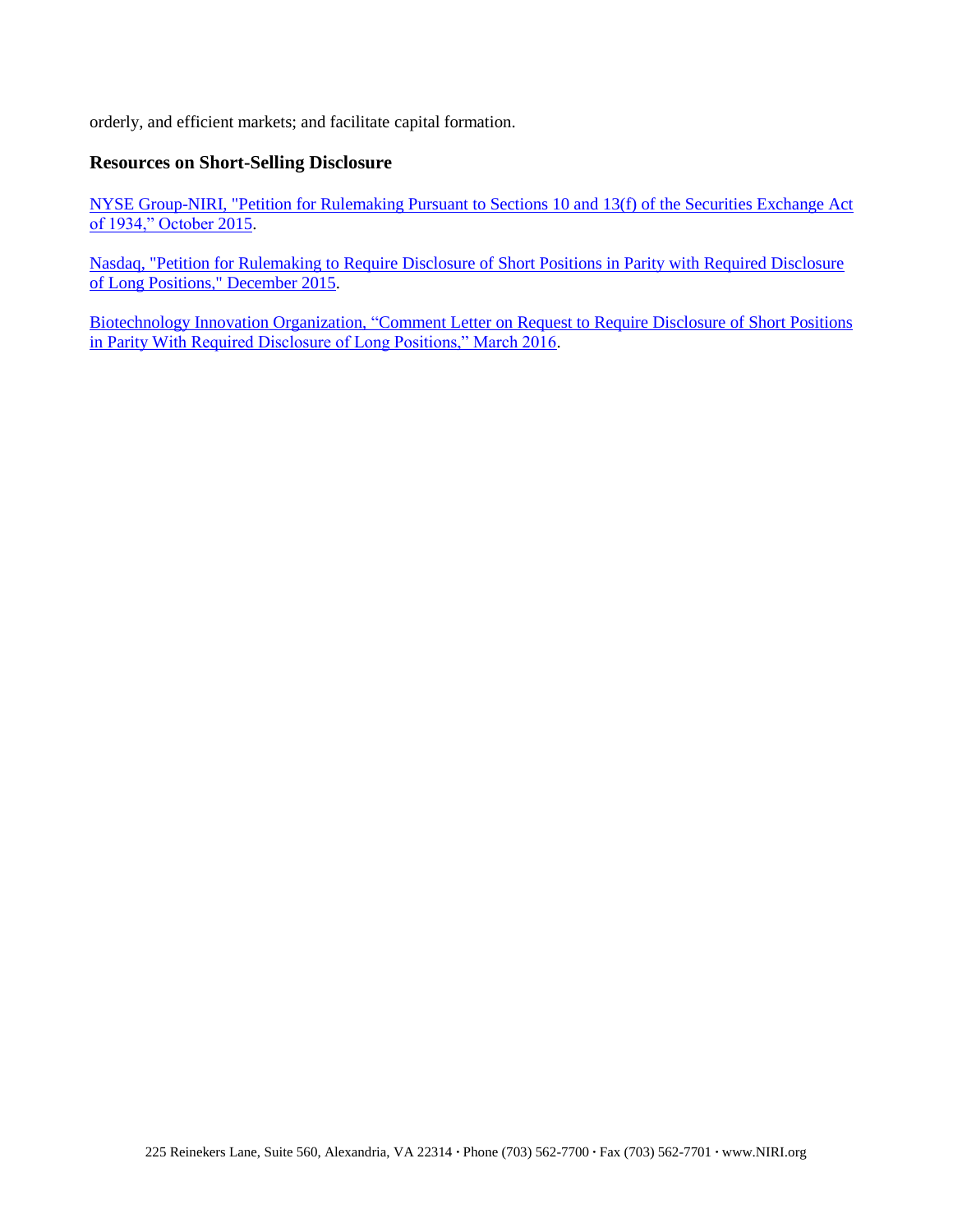orderly, and efficient markets; and facilitate capital formation.

### Resources on Short-Selling Disclosure

NYSE Group-NIRI, "Petition for Rulemaking Pursuant to Sections 10 and 13(f) of the Securities Exchange Act of 1934," October 2015.

Nasdaq, "Petition for Rulemaking to Require Disclosure of Short Positions in Parity with Required Disclosure of Long Positions," December 2015.

Biotechnology Innovation Organization, "Comment Letter on Request to Require Disclosure of Short Positions in Parity With Required Disclosure of Long Positions," March 2016.